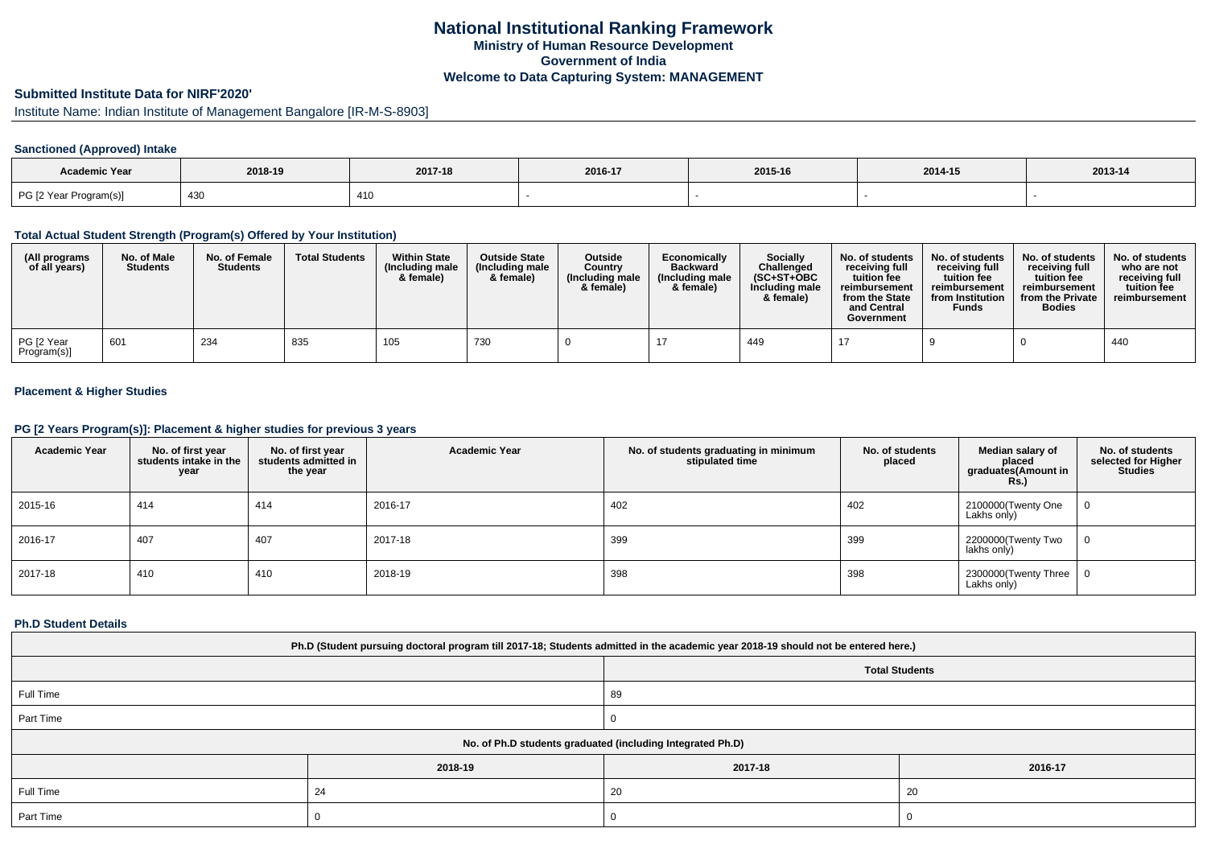# National Institutional Ranking Framework
## Ministry of Human Resource Development
## Government of India
## Welcome to Data Capturing System: MANAGEMENT

### Submitted Institute Data for NIRF'2020'

Institute Name: Indian Institute of Management Bangalore [IR-M-S-8903]

#### Sanctioned (Approved) Intake

| Academic Year | 2018-19 | 2017-18 | 2016-17 | 2015-16 | 2014-15 | 2013-14 |
|---|---|---|---|---|---|---|
| PG [2 Year Program(s)] | 430 | 410 | - | - | - | - |

#### Total Actual Student Strength (Program(s) Offered by Your Institution)

| (All programs of all years) | No. of Male Students | No. of Female Students | Total Students | Within State (Including male & female) | Outside State (Including male & female) | Outside Country (Including male & female) | Economically Backward (Including male & female) | Socially Challenged (SC+ST+OBC Including male & female) | No. of students receiving full tuition fee reimbursement from the State and Central Government | No. of students receiving full tuition fee reimbursement from Institution Funds | No. of students receiving full tuition fee reimbursement from the Private Bodies | No. of students who are not receiving full tuition fee reimbursement |
|---|---|---|---|---|---|---|---|---|---|---|---|---|
| PG [2 Year Program(s)] | 601 | 234 | 835 | 105 | 730 | 0 | 17 | 449 | 17 | 9 | 0 | 440 |

#### Placement & Higher Studies

#### PG [2 Years Program(s)]: Placement & higher studies for previous 3 years

| Academic Year | No. of first year students intake in the year | No. of first year students admitted in the year | Academic Year | No. of students graduating in minimum stipulated time | No. of students placed | Median salary of placed graduates(Amount in Rs.) | No. of students selected for Higher Studies |
|---|---|---|---|---|---|---|---|
| 2015-16 | 414 | 414 | 2016-17 | 402 | 402 | 2100000(Twenty One Lakhs only) | 0 |
| 2016-17 | 407 | 407 | 2017-18 | 399 | 399 | 2200000(Twenty Two lakhs only) | 0 |
| 2017-18 | 410 | 410 | 2018-19 | 398 | 398 | 2300000(Twenty Three Lakhs only) | 0 |

#### Ph.D Student Details

| Ph.D (Student pursuing doctoral program till 2017-18; Students admitted in the academic year 2018-19 should not be entered here.) | |
|---|---|
| | Total Students |
| Full Time | 89 |
| Part Time | 0 |

| No. of Ph.D students graduated (including Integrated Ph.D) | | | |
|---|---|---|---|
| | 2018-19 | 2017-18 | 2016-17 |
| Full Time | 24 | 20 | 20 |
| Part Time | 0 | 0 | 0 |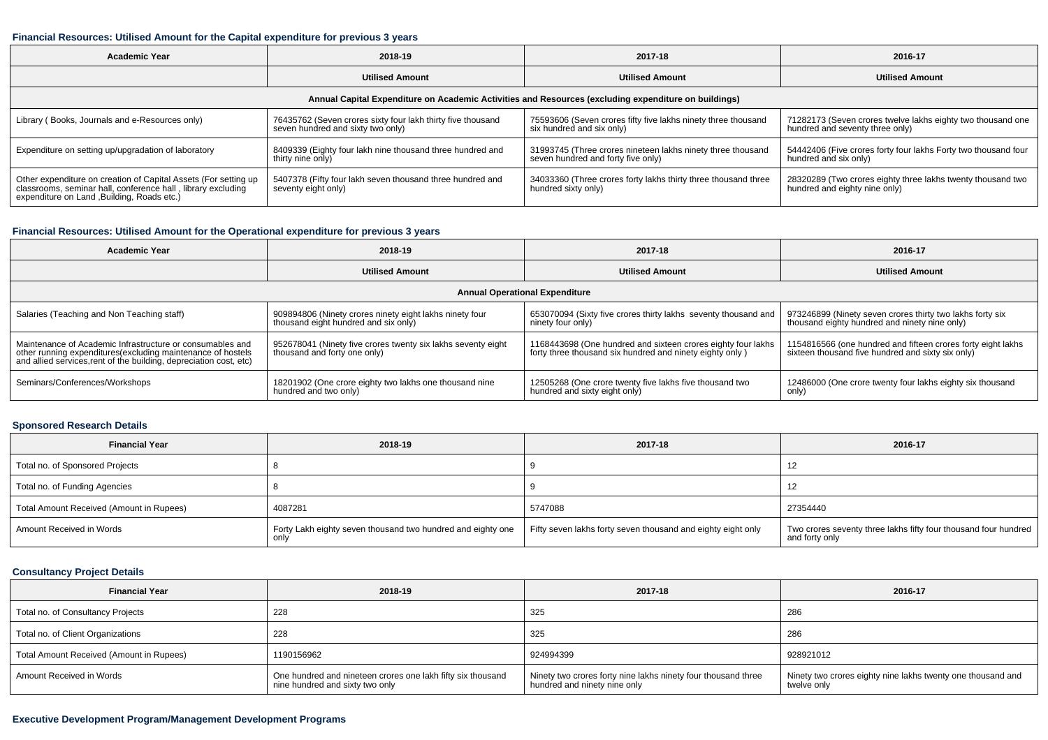### Financial Resources: Utilised Amount for the Capital expenditure for previous 3 years

| Academic Year | 2018-19 | 2017-18 | 2016-17 |
|---|---|---|---|
| | Utilised Amount | Utilised Amount | Utilised Amount |
| Annual Capital Expenditure on Academic Activities and Resources (excluding expenditure on buildings) | | | |
| Library ( Books, Journals and e-Resources only) | 76435762 (Seven crores sixty four lakh thirty five thousand seven hundred and sixty two only) | 75593606 (Seven crores fifty five lakhs ninety three thousand six hundred and six only) | 71282173 (Seven crores twelve lakhs eighty two thousand one hundred and seventy three only) |
| Expenditure on setting up/upgradation of laboratory | 8409339 (Eighty four lakh nine thousand three hundred and thirty nine only) | 31993745 (Three crores nineteen lakhs ninety three thousand seven hundred and forty five only) | 54442406 (Five crores forty four lakhs Forty two thousand four hundred and six only) |
| Other expenditure on creation of Capital Assets (For setting up classrooms, seminar hall, conference hall , library excluding expenditure on Land ,Building, Roads etc.) | 5407378 (Fifty four lakh seven thousand three hundred and seventy eight only) | 34033360 (Three crores forty lakhs thirty three thousand three hundred sixty only) | 28320289 (Two crores eighty three lakhs twenty thousand two hundred and eighty nine only) |

### Financial Resources: Utilised Amount for the Operational expenditure for previous 3 years

| Academic Year | 2018-19 | 2017-18 | 2016-17 |
|---|---|---|---|
| | Utilised Amount | Utilised Amount | Utilised Amount |
| Annual Operational Expenditure | | | |
| Salaries (Teaching and Non Teaching staff) | 909894806 (Ninety crores ninety eight lakhs ninety four thousand eight hundred and six only) | 653070094 (Sixty five crores thirty lakhs seventy thousand and ninety four only) | 973246899 (Ninety seven crores thirty two lakhs forty six thousand eighty hundred and ninety nine only) |
| Maintenance of Academic Infrastructure or consumables and other running expenditures(excluding maintenance of hostels and allied services,rent of the building, depreciation cost, etc) | 952678041 (Ninety five crores twenty six lakhs seventy eight thousand and forty one only) | 1168443698 (One hundred and sixteen crores eighty four lakhs forty three thousand six hundred and ninety eighty only ) | 1154816566 (one hundred and fifteen crores forty eight lakhs sixteen thousand five hundred and sixty six only) |
| Seminars/Conferences/Workshops | 18201902 (One crore eighty two lakhs one thousand nine hundred and two only) | 12505268 (One crore twenty five lakhs five thousand two hundred and sixty eight only) | 12486000 (One crore twenty four lakhs eighty six thousand only) |

### Sponsored Research Details

| Financial Year | 2018-19 | 2017-18 | 2016-17 |
|---|---|---|---|
| Total no. of Sponsored Projects | 8 | 9 | 12 |
| Total no. of Funding Agencies | 8 | 9 | 12 |
| Total Amount Received (Amount in Rupees) | 4087281 | 5747088 | 27354440 |
| Amount Received in Words | Forty Lakh eighty seven thousand two hundred and eighty one only | Fifty seven lakhs forty seven thousand and eighty eight only | Two crores seventy three lakhs fifty four thousand four hundred and forty only |

### Consultancy Project Details

| Financial Year | 2018-19 | 2017-18 | 2016-17 |
|---|---|---|---|
| Total no. of Consultancy Projects | 228 | 325 | 286 |
| Total no. of Client Organizations | 228 | 325 | 286 |
| Total Amount Received (Amount in Rupees) | 1190156962 | 924994399 | 928921012 |
| Amount Received in Words | One hundred and nineteen crores one lakh fifty six thousand nine hundred and sixty two only | Ninety two crores forty nine lakhs ninety four thousand three hundred and ninety nine only | Ninety two crores eighty nine lakhs twenty one thousand and twelve only |

### Executive Development Program/Management Development Programs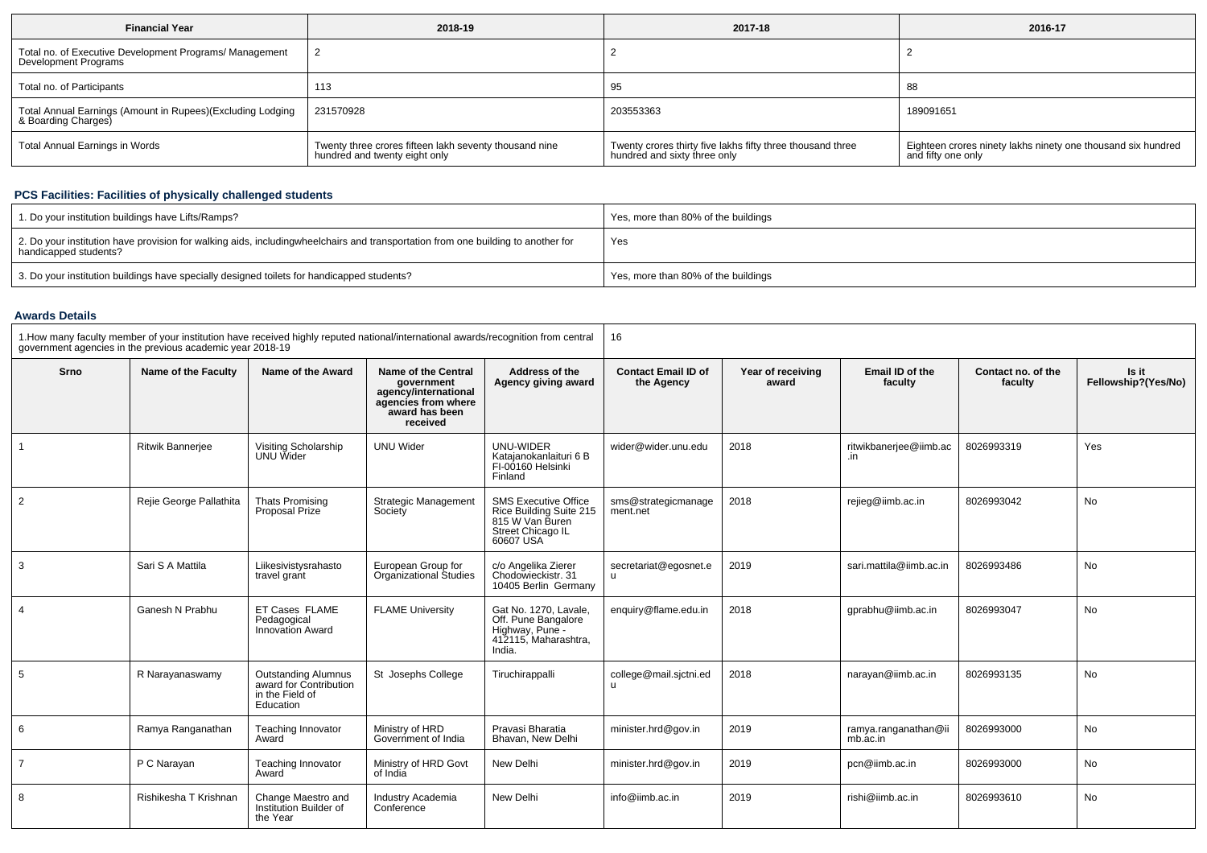| Financial Year | 2018-19 | 2017-18 | 2016-17 |
|---|---|---|---|
| Total no. of Executive Development Programs/ Management Development Programs | 2 | 2 | 2 |
| Total no. of Participants | 113 | 95 | 88 |
| Total Annual Earnings (Amount in Rupees)(Excluding Lodging & Boarding Charges) | 231570928 | 203553363 | 189091651 |
| Total Annual Earnings in Words | Twenty three crores fifteen lakh seventy thousand nine hundred and twenty eight only | Twenty crores thirty five lakhs fifty three thousand three hundred and sixty three only | Eighteen crores ninety lakhs ninety one thousand six hundred and fifty one only |

### PCS Facilities: Facilities of physically challenged students

| | |
|---|---|
| 1. Do your institution buildings have Lifts/Ramps? | Yes, more than 80% of the buildings |
| 2. Do your institution have provision for walking aids, includingwheelchairs and transportation from one building to another for handicapped students? | Yes |
| 3. Do your institution buildings have specially designed toilets for handicapped students? | Yes, more than 80% of the buildings |

### Awards Details

1.How many faculty member of your institution have received highly reputed national/international awards/recognition from central government agencies in the previous academic year 2018-19: 16

| Srno | Name of the Faculty | Name of the Award | Name of the Central government agency/international agencies from where award has been received | Address of the Agency giving award | Contact Email ID of the Agency | Year of receiving award | Email ID of the faculty | Contact no. of the faculty | Is it Fellowship?(Yes/No) |
|---|---|---|---|---|---|---|---|---|---|
| 1 | Ritwik Bannerjee | Visiting Scholarship UNU Wider | UNU Wider | UNU-WIDER Katajanokanlaituri 6 B FI-00160 Helsinki Finland | wider@wider.unu.edu | 2018 | ritwikbanerjee@iimb.ac.in | 8026993319 | Yes |
| 2 | Rejie George Pallathita | Thats Promising Proposal Prize | Strategic Management Society | SMS Executive Office Rice Building Suite 215 815 W Van Buren Street Chicago IL 60607 USA | sms@strategicmanagement.net | 2018 | rejieg@iimb.ac.in | 8026993042 | No |
| 3 | Sari S A Mattila | Liikesivistysrahasto travel grant | European Group for Organizational Studies | c/o Angelika Zierer Chodowieckistr. 31 10405 Berlin Germany | secretariat@egosnet.eu | 2019 | sari.mattila@iimb.ac.in | 8026993486 | No |
| 4 | Ganesh N Prabhu | ET Cases FLAME Pedagogical Innovation Award | FLAME University | Gat No. 1270, Lavale, Off. Pune Bangalore Highway, Pune - 412115, Maharashtra, India. | enquiry@flame.edu.in | 2018 | gprabhu@iimb.ac.in | 8026993047 | No |
| 5 | R Narayanaswamy | Outstanding Alumnus award for Contribution in the Field of Education | St Josephs College | Tiruchirappalli | college@mail.sjctni.edu | 2018 | narayan@iimb.ac.in | 8026993135 | No |
| 6 | Ramya Ranganathan | Teaching Innovator Award | Ministry of HRD Government of India | Pravasi Bharatia Bhavan, New Delhi | minister.hrd@gov.in | 2019 | ramya.ranganathan@iimb.ac.in | 8026993000 | No |
| 7 | P C Narayan | Teaching Innovator Award | Ministry of HRD Govt of India | New Delhi | minister.hrd@gov.in | 2019 | pcn@iimb.ac.in | 8026993000 | No |
| 8 | Rishikesha T Krishnan | Change Maestro and Institution Builder of the Year | Industry Academia Conference | New Delhi | info@iimb.ac.in | 2019 | rishi@iimb.ac.in | 8026993610 | No |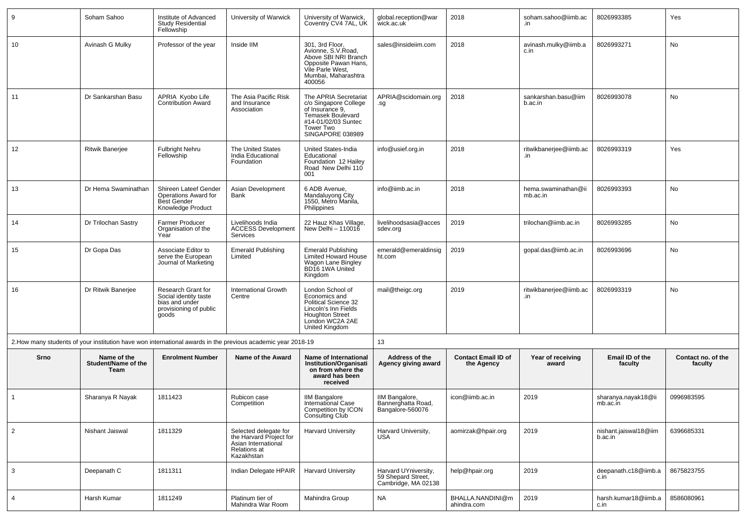| 9 | Soham Sahoo | Institute of Advanced Study Residential Fellowship | University of Warwick | University of Warwick, Coventry CV4 7AL, UK | global.reception@warwick.ac.uk | 2018 | soham.sahoo@iimb.ac.in | 8026993385 | Yes |
|---|---|---|---|---|---|---|---|---|---|
| 10 | Avinash G Mulky | Professor of the year | Inside IIM | 301, 3rd Floor, Avionne, S.V.Road, Above SBI NRI Branch Opposite Pawan Hans, Vile Parle West, Mumbai, Maharashtra 400056 | sales@insideiim.com | 2018 | avinash.mulky@iimb.ac.in | 8026993271 | No |
| 11 | Dr Sankarshan Basu | APRIA Kyobo Life Contribution Award | The Asia Pacific Risk and Insurance Association | The APRIA Secretariat c/o Singapore College of Insurance 9, Temasek Boulevard #14-01/02/03 Suntec Tower Two SINGAPORE 038989 | APRIA@scidomain.org.sg | 2018 | sankarshan.basu@iimb.ac.in | 8026993078 | No |
| 12 | Ritwik Banerjee | Fulbright Nehru Fellowship | The United States India Educational Foundation | United States-India Educational Foundation 12 Hailey Road New Delhi 110 001 | info@usief.org.in | 2018 | ritwikbanerjee@iimb.ac.in | 8026993319 | Yes |
| 13 | Dr Hema Swaminathan | Shireen Lateef Gender Operations Award for Best Gender Knowledge Product | Asian Development Bank | 6 ADB Avenue, Mandaluyong City 1550, Metro Manila, Philippines | info@iimb.ac.in | 2018 | hema.swaminathan@iimb.ac.in | 8026993393 | No |
| 14 | Dr Trilochan Sastry | Farmer Producer Organisation of the Year | Livelihoods India ACCESS Development Services | 22 Hauz Khas Village, New Delhi – 110016 | livelihoodsasia@accessdev.org | 2019 | trilochan@iimb.ac.in | 8026993285 | No |
| 15 | Dr Gopa Das | Associate Editor to serve the European Journal of Marketing | Emerald Publishing Limited | Emerald Publishing Limited Howard House Wagon Lane Bingley BD16 1WA United Kingdom | emerald@emeraldinsight.com | 2019 | gopal.das@iimb.ac.in | 8026993696 | No |
| 16 | Dr Ritwik Banerjee | Research Grant for Social identity taste bias and under provisioning of public goods | International Growth Centre | London School of Economics and Political Science 32 Lincoln's Inn Fields Houghton Street London WC2A 2AE United Kingdom | mail@theigc.org | 2019 | ritwikbanerjee@iimb.ac.in | 8026993319 | No |

2.How many students of your institution have won international awards in the previous academic year 2018-19 | 13

| Srno | Name of the Student/Name of the Team | Enrolment Number | Name of the Award | Name of International Institution/Organisation on from where the award has been received | Address of the Agency giving award | Contact Email ID of the Agency | Year of receiving award | Email ID of the faculty | Contact no. of the faculty |
|---|---|---|---|---|---|---|---|---|---|
| 1 | Sharanya R Nayak | 1811423 | Rubicon case Competition | IIM Bangalore International Case Competition by ICON Consulting Club | IIM Bangalore, Bannerghatta Road, Bangalore-560076 | icon@iimb.ac.in | 2019 | sharanya.nayak18@iimb.ac.in | 0996983595 |
| 2 | Nishant Jaiswal | 1811329 | Selected delegate for the Harvard Project for Asian International Relations at Kazakhstan | Harvard University | Harvard University, USA | aomirzak@hpair.org | 2019 | nishant.jaiswal18@iimb.ac.in | 6396685331 |
| 3 | Deepanath C | 1811311 | Indian Delegate HPAIR | Harvard University | Harvard UYniversity, 59 Shepard Street, Cambridge, MA 02138 | help@hpair.org | 2019 | deepanath.c18@iimb.ac.in | 8675823755 |
| 4 | Harsh Kumar | 1811249 | Platinum tier of Mahindra War Room | Mahindra Group | NA | BHALLA.NANDINI@mahindra.com | 2019 | harsh.kumar18@iimb.ac.in | 8586080961 |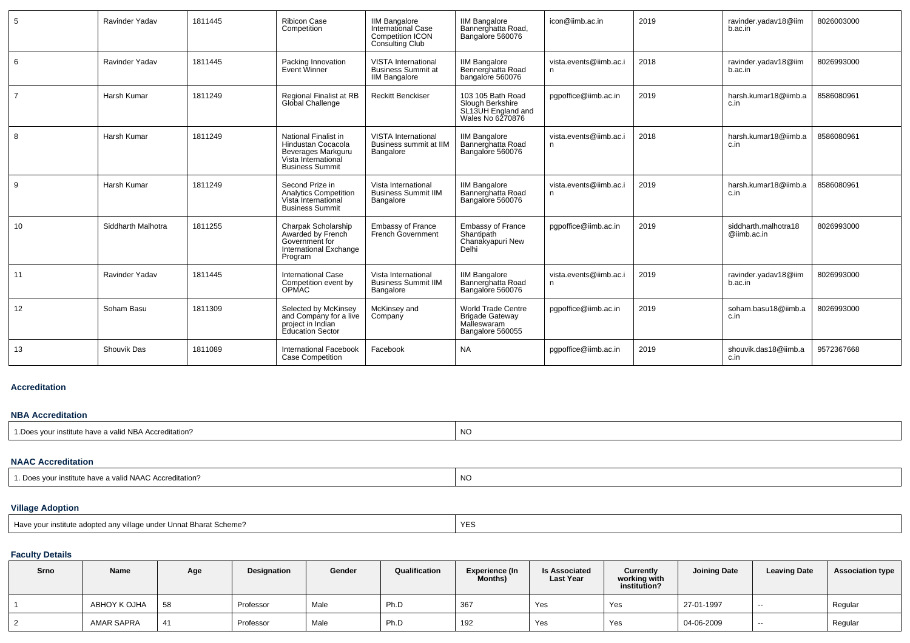| 5 | Ravinder Yadav | 1811445 | Ribicon Case Competition | IIM Bangalore International Case Competition ICON Consulting Club | IIM Bangalore Bannerghatta Road, Bangalore 560076 | icon@iimb.ac.in | 2019 | ravinder.yadav18@iimb.ac.in | 8026003000 |
|---|---|---|---|---|---|---|---|---|---|
| 6 | Ravinder Yadav | 1811445 | Packing Innovation Event Winner | VISTA International Business Summit at IIM Bangalore | IIM Bangalore Bennerghatta Road bangalore 560076 | vista.events@iimb.ac.in | 2018 | ravinder.yadav18@iimb.ac.in | 8026993000 |
| 7 | Harsh Kumar | 1811249 | Regional Finalist at RB Global Challenge | Reckitt Benckiser | 103 105 Bath Road Slough Berkshire SL13UH England and Wales No 6270876 | pgpoffice@iimb.ac.in | 2019 | harsh.kumar18@iimb.ac.in | 8586080961 |
| 8 | Harsh Kumar | 1811249 | National Finalist in Hindustan Cocacola Beverages Markguru Vista International Business Summit | VISTA International Business summit at IIM Bangalore | IIM Bangalore Bannerghatta Road Bangalore 560076 | vista.events@iimb.ac.in | 2018 | harsh.kumar18@iimb.ac.in | 8586080961 |
| 9 | Harsh Kumar | 1811249 | Second Prize in Analytics Competition Vista International Business Summit | Vista International Business Summit IIM Bangalore | IIM Bangalore Bannerghatta Road Bangalore 560076 | vista.events@iimb.ac.in | 2019 | harsh.kumar18@iimb.ac.in | 8586080961 |
| 10 | Siddharth Malhotra | 1811255 | Charpak Scholarship Awarded by French Government for International Exchange Program | Embassy of France French Government | Embassy of France Shantipath Chanakyapuri New Delhi | pgpoffice@iimb.ac.in | 2019 | siddharth.malhotra18@iimb.ac.in | 8026993000 |
| 11 | Ravinder Yadav | 1811445 | International Case Competition event by OPMAC | Vista International Business Summit IIM Bangalore | IIM Bangalore Bannerghatta Road Bangalore 560076 | vista.events@iimb.ac.in | 2019 | ravinder.yadav18@iimb.ac.in | 8026993000 |
| 12 | Soham Basu | 1811309 | Selected by McKinsey and Company for a live project in Indian Education Sector | McKinsey and Company | World Trade Centre Brigade Gateway Malleswaram Bangalore 560055 | pgpoffice@iimb.ac.in | 2019 | soham.basu18@iimb.ac.in | 8026993000 |
| 13 | Shouvik Das | 1811089 | International Facebook Case Competition | Facebook | NA | pgpoffice@iimb.ac.in | 2019 | shouvik.das18@iimb.ac.in | 9572367668 |

## Accreditation

### NBA Accreditation

| 1.Does your institute have a valid NBA Accreditation? | NO |
|---|---|

### NAAC Accreditation

| 1. Does your institute have a valid NAAC Accreditation? | NO |
|---|---|

### Village Adoption

| Have your institute adopted any village under Unnat Bharat Scheme? | YES |
|---|---|

### Faculty Details

| Srno | Name | Age | Designation | Gender | Qualification | Experience (In Months) | Is Associated Last Year | Currently working with institution? | Joining Date | Leaving Date | Association type |
|---|---|---|---|---|---|---|---|---|---|---|---|
| 1 | ABHOY K OJHA | 58 | Professor | Male | Ph.D | 367 | Yes | Yes | 27-01-1997 | -- | Regular |
| 2 | AMAR SAPRA | 41 | Professor | Male | Ph.D | 192 | Yes | Yes | 04-06-2009 | -- | Regular |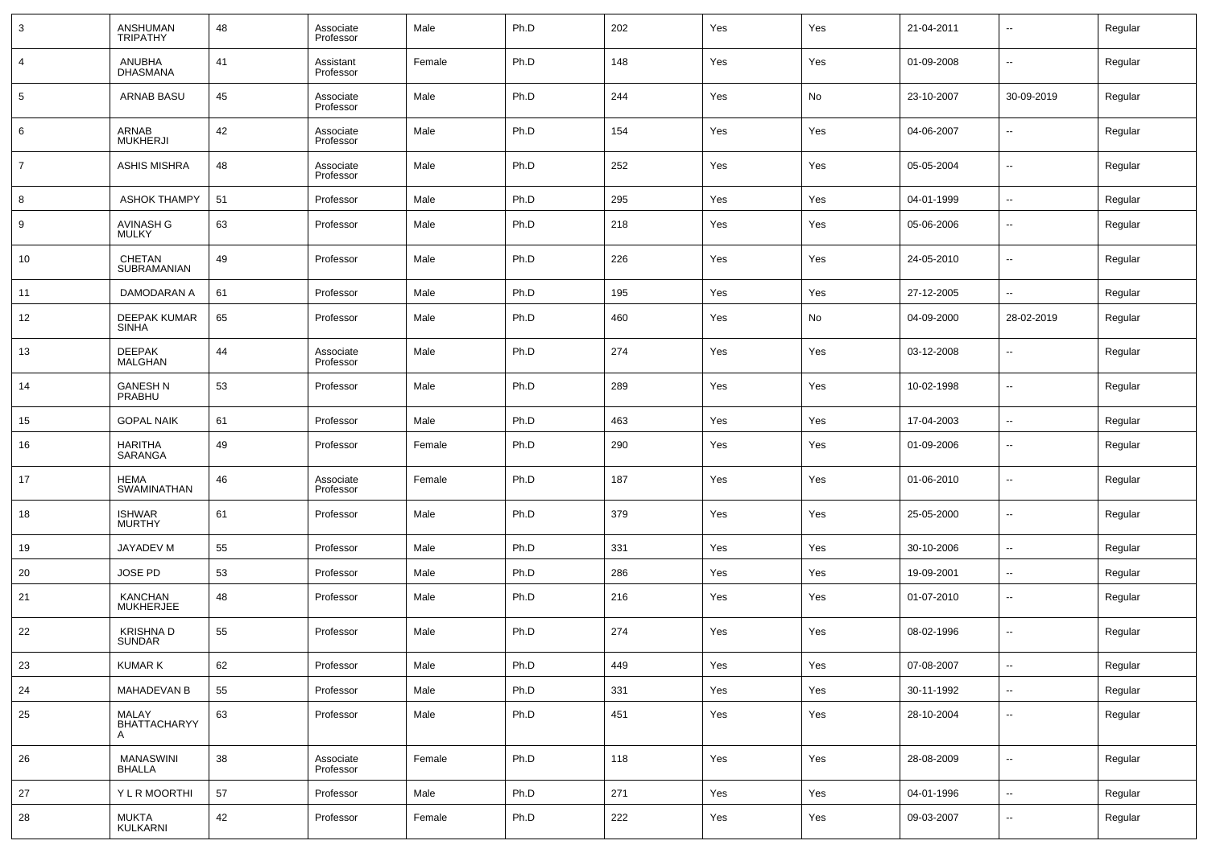| 3 | ANSHUMAN TRIPATHY | 48 | Associate Professor | Male | Ph.D | 202 | Yes | Yes | 21-04-2011 | -- | Regular |
|---|---|---|---|---|---|---|---|---|---|---|---|
| 4 | ANUBHA DHASMANA | 41 | Assistant Professor | Female | Ph.D | 148 | Yes | Yes | 01-09-2008 | -- | Regular |
| 5 | ARNAB BASU | 45 | Associate Professor | Male | Ph.D | 244 | Yes | No | 23-10-2007 | 30-09-2019 | Regular |
| 6 | ARNAB MUKHERJI | 42 | Associate Professor | Male | Ph.D | 154 | Yes | Yes | 04-06-2007 | -- | Regular |
| 7 | ASHIS MISHRA | 48 | Associate Professor | Male | Ph.D | 252 | Yes | Yes | 05-05-2004 | -- | Regular |
| 8 | ASHOK THAMPY | 51 | Professor | Male | Ph.D | 295 | Yes | Yes | 04-01-1999 | -- | Regular |
| 9 | AVINASH G MULKY | 63 | Professor | Male | Ph.D | 218 | Yes | Yes | 05-06-2006 | -- | Regular |
| 10 | CHETAN SUBRAMANIAN | 49 | Professor | Male | Ph.D | 226 | Yes | Yes | 24-05-2010 | -- | Regular |
| 11 | DAMODARAN A | 61 | Professor | Male | Ph.D | 195 | Yes | Yes | 27-12-2005 | -- | Regular |
| 12 | DEEPAK KUMAR SINHA | 65 | Professor | Male | Ph.D | 460 | Yes | No | 04-09-2000 | 28-02-2019 | Regular |
| 13 | DEEPAK MALGHAN | 44 | Associate Professor | Male | Ph.D | 274 | Yes | Yes | 03-12-2008 | -- | Regular |
| 14 | GANESH N PRABHU | 53 | Professor | Male | Ph.D | 289 | Yes | Yes | 10-02-1998 | -- | Regular |
| 15 | GOPAL NAIK | 61 | Professor | Male | Ph.D | 463 | Yes | Yes | 17-04-2003 | -- | Regular |
| 16 | HARITHA SARANGA | 49 | Professor | Female | Ph.D | 290 | Yes | Yes | 01-09-2006 | -- | Regular |
| 17 | HEMA SWAMINATHAN | 46 | Associate Professor | Female | Ph.D | 187 | Yes | Yes | 01-06-2010 | -- | Regular |
| 18 | ISHWAR MURTHY | 61 | Professor | Male | Ph.D | 379 | Yes | Yes | 25-05-2000 | -- | Regular |
| 19 | JAYADEV M | 55 | Professor | Male | Ph.D | 331 | Yes | Yes | 30-10-2006 | -- | Regular |
| 20 | JOSE PD | 53 | Professor | Male | Ph.D | 286 | Yes | Yes | 19-09-2001 | -- | Regular |
| 21 | KANCHAN MUKHERJEE | 48 | Professor | Male | Ph.D | 216 | Yes | Yes | 01-07-2010 | -- | Regular |
| 22 | KRISHNA D SUNDAR | 55 | Professor | Male | Ph.D | 274 | Yes | Yes | 08-02-1996 | -- | Regular |
| 23 | KUMAR K | 62 | Professor | Male | Ph.D | 449 | Yes | Yes | 07-08-2007 | -- | Regular |
| 24 | MAHADEVAN B | 55 | Professor | Male | Ph.D | 331 | Yes | Yes | 30-11-1992 | -- | Regular |
| 25 | MALAY BHATTACHARYYA | 63 | Professor | Male | Ph.D | 451 | Yes | Yes | 28-10-2004 | -- | Regular |
| 26 | MANASWINI BHALLA | 38 | Associate Professor | Female | Ph.D | 118 | Yes | Yes | 28-08-2009 | -- | Regular |
| 27 | Y L R MOORTHI | 57 | Professor | Male | Ph.D | 271 | Yes | Yes | 04-01-1996 | -- | Regular |
| 28 | MUKTA KULKARNI | 42 | Professor | Female | Ph.D | 222 | Yes | Yes | 09-03-2007 | -- | Regular |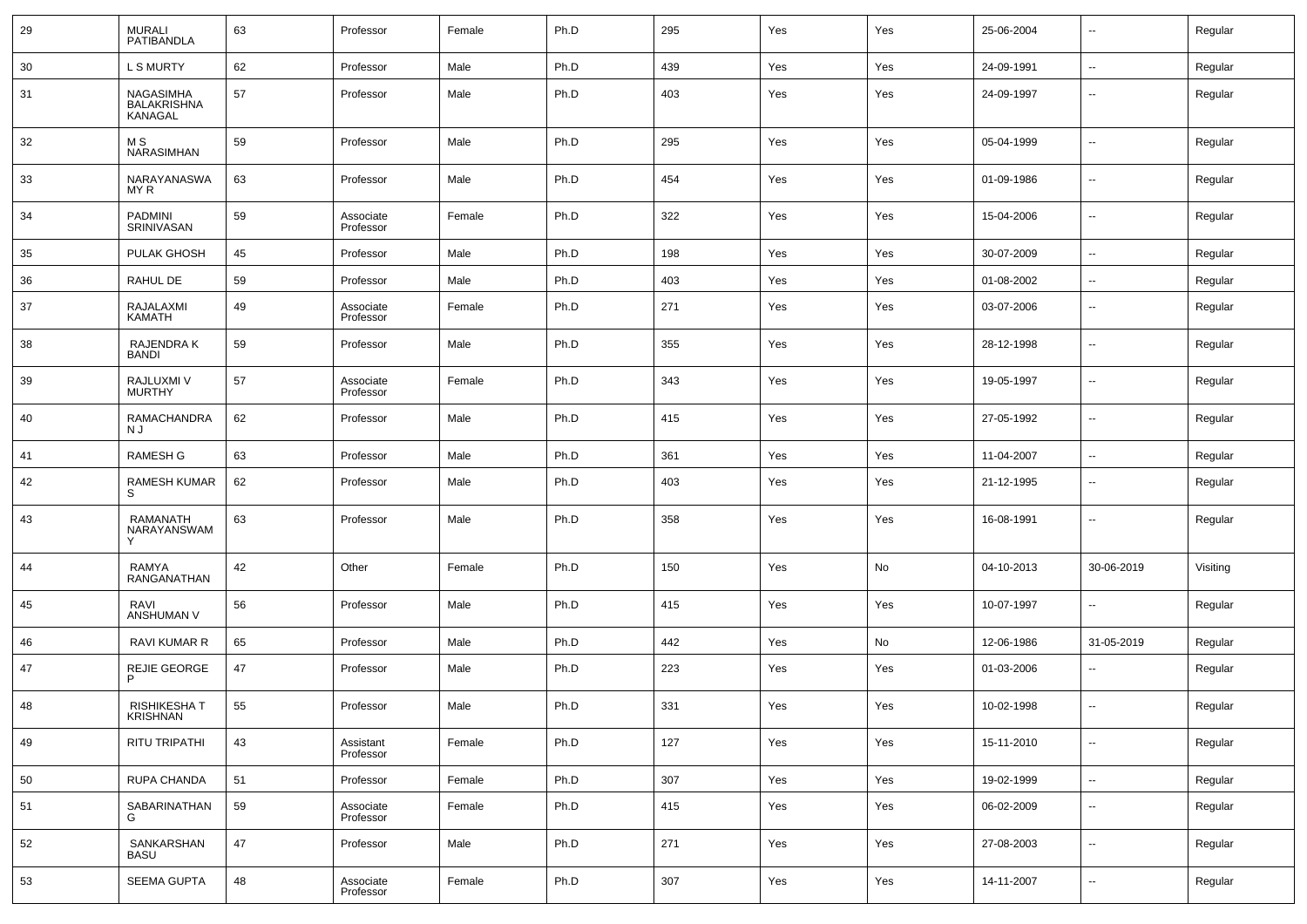| 29 | MURALI PATIBANDLA | 63 | Professor | Female | Ph.D | 295 | Yes | Yes | 25-06-2004 | -- | Regular |
|---|---|---|---|---|---|---|---|---|---|---|---|
| 30 | L S MURTY | 62 | Professor | Male | Ph.D | 439 | Yes | Yes | 24-09-1991 | -- | Regular |
| 31 | NAGASIMHA BALAKRISHNA KANAGAL | 57 | Professor | Male | Ph.D | 403 | Yes | Yes | 24-09-1997 | -- | Regular |
| 32 | M S NARASIMHAN | 59 | Professor | Male | Ph.D | 295 | Yes | Yes | 05-04-1999 | -- | Regular |
| 33 | NARAYANASWA MY R | 63 | Professor | Male | Ph.D | 454 | Yes | Yes | 01-09-1986 | -- | Regular |
| 34 | PADMINI SRINIVASAN | 59 | Associate Professor | Female | Ph.D | 322 | Yes | Yes | 15-04-2006 | -- | Regular |
| 35 | PULAK GHOSH | 45 | Professor | Male | Ph.D | 198 | Yes | Yes | 30-07-2009 | -- | Regular |
| 36 | RAHUL DE | 59 | Professor | Male | Ph.D | 403 | Yes | Yes | 01-08-2002 | -- | Regular |
| 37 | RAJALAXMI KAMATH | 49 | Associate Professor | Female | Ph.D | 271 | Yes | Yes | 03-07-2006 | -- | Regular |
| 38 | RAJENDRA K BANDI | 59 | Professor | Male | Ph.D | 355 | Yes | Yes | 28-12-1998 | -- | Regular |
| 39 | RAJLUXMI V MURTHY | 57 | Associate Professor | Female | Ph.D | 343 | Yes | Yes | 19-05-1997 | -- | Regular |
| 40 | RAMACHANDRA N J | 62 | Professor | Male | Ph.D | 415 | Yes | Yes | 27-05-1992 | -- | Regular |
| 41 | RAMESH G | 63 | Professor | Male | Ph.D | 361 | Yes | Yes | 11-04-2007 | -- | Regular |
| 42 | RAMESH KUMAR S | 62 | Professor | Male | Ph.D | 403 | Yes | Yes | 21-12-1995 | -- | Regular |
| 43 | RAMANATH NARAYANSWAM Y | 63 | Professor | Male | Ph.D | 358 | Yes | Yes | 16-08-1991 | -- | Regular |
| 44 | RAMYA RANGANATHAN | 42 | Other | Female | Ph.D | 150 | Yes | No | 04-10-2013 | 30-06-2019 | Visiting |
| 45 | RAVI ANSHUMAN V | 56 | Professor | Male | Ph.D | 415 | Yes | Yes | 10-07-1997 | -- | Regular |
| 46 | RAVI KUMAR R | 65 | Professor | Male | Ph.D | 442 | Yes | No | 12-06-1986 | 31-05-2019 | Regular |
| 47 | REJIE GEORGE P | 47 | Professor | Male | Ph.D | 223 | Yes | Yes | 01-03-2006 | -- | Regular |
| 48 | RISHIKESHA T KRISHNAN | 55 | Professor | Male | Ph.D | 331 | Yes | Yes | 10-02-1998 | -- | Regular |
| 49 | RITU TRIPATHI | 43 | Assistant Professor | Female | Ph.D | 127 | Yes | Yes | 15-11-2010 | -- | Regular |
| 50 | RUPA CHANDA | 51 | Professor | Female | Ph.D | 307 | Yes | Yes | 19-02-1999 | -- | Regular |
| 51 | SABARINATHAN G | 59 | Associate Professor | Female | Ph.D | 415 | Yes | Yes | 06-02-2009 | -- | Regular |
| 52 | SANKARSHAN BASU | 47 | Professor | Male | Ph.D | 271 | Yes | Yes | 27-08-2003 | -- | Regular |
| 53 | SEEMA GUPTA | 48 | Associate Professor | Female | Ph.D | 307 | Yes | Yes | 14-11-2007 | -- | Regular |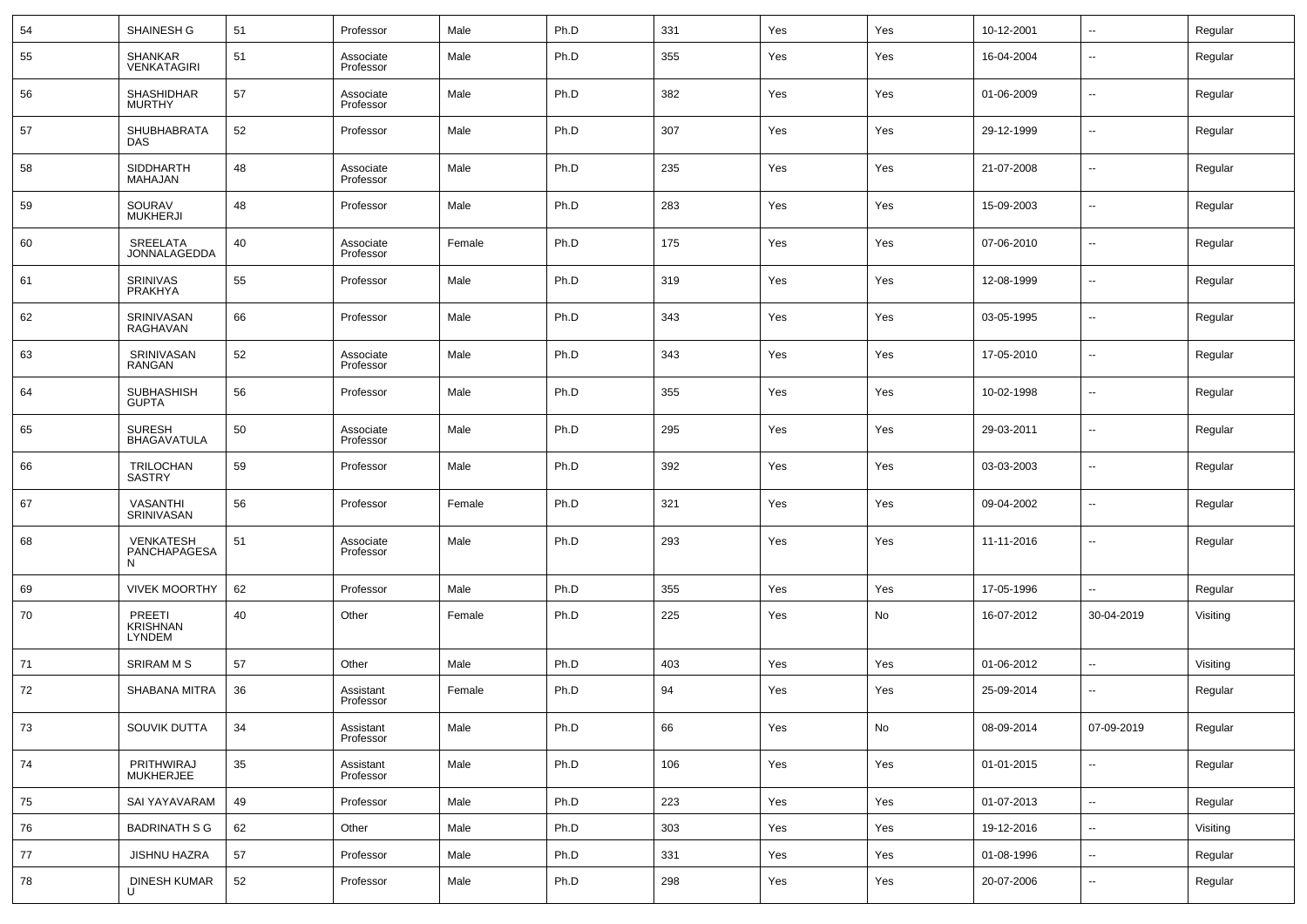| 54 | SHAINESH G | 51 | Professor | Male | Ph.D | 331 | Yes | Yes | 10-12-2001 | -- | Regular |
|---|---|---|---|---|---|---|---|---|---|---|---|
| 55 | SHANKAR VENKATAGIRI | 51 | Associate Professor | Male | Ph.D | 355 | Yes | Yes | 16-04-2004 | -- | Regular |
| 56 | SHASHIDHAR MURTHY | 57 | Associate Professor | Male | Ph.D | 382 | Yes | Yes | 01-06-2009 | -- | Regular |
| 57 | SHUBHABRATA DAS | 52 | Professor | Male | Ph.D | 307 | Yes | Yes | 29-12-1999 | -- | Regular |
| 58 | SIDDHARTH MAHAJAN | 48 | Associate Professor | Male | Ph.D | 235 | Yes | Yes | 21-07-2008 | -- | Regular |
| 59 | SOURAV MUKHERJI | 48 | Professor | Male | Ph.D | 283 | Yes | Yes | 15-09-2003 | -- | Regular |
| 60 | SREELATA JONNALAGEDDA | 40 | Associate Professor | Female | Ph.D | 175 | Yes | Yes | 07-06-2010 | -- | Regular |
| 61 | SRINIVAS PRAKHYA | 55 | Professor | Male | Ph.D | 319 | Yes | Yes | 12-08-1999 | -- | Regular |
| 62 | SRINIVASAN RAGHAVAN | 66 | Professor | Male | Ph.D | 343 | Yes | Yes | 03-05-1995 | -- | Regular |
| 63 | SRINIVASAN RANGAN | 52 | Associate Professor | Male | Ph.D | 343 | Yes | Yes | 17-05-2010 | -- | Regular |
| 64 | SUBHASHISH GUPTA | 56 | Professor | Male | Ph.D | 355 | Yes | Yes | 10-02-1998 | -- | Regular |
| 65 | SURESH BHAGAVATULA | 50 | Associate Professor | Male | Ph.D | 295 | Yes | Yes | 29-03-2011 | -- | Regular |
| 66 | TRILOCHAN SASTRY | 59 | Professor | Male | Ph.D | 392 | Yes | Yes | 03-03-2003 | -- | Regular |
| 67 | VASANTHI SRINIVASAN | 56 | Professor | Female | Ph.D | 321 | Yes | Yes | 09-04-2002 | -- | Regular |
| 68 | VENKATESH PANCHAPAGESAN | 51 | Associate Professor | Male | Ph.D | 293 | Yes | Yes | 11-11-2016 | -- | Regular |
| 69 | VIVEK MOORTHY | 62 | Professor | Male | Ph.D | 355 | Yes | Yes | 17-05-1996 | -- | Regular |
| 70 | PREETI KRISHNAN LYNDEM | 40 | Other | Female | Ph.D | 225 | Yes | No | 16-07-2012 | 30-04-2019 | Visiting |
| 71 | SRIRAM M S | 57 | Other | Male | Ph.D | 403 | Yes | Yes | 01-06-2012 | -- | Visiting |
| 72 | SHABANA MITRA | 36 | Assistant Professor | Female | Ph.D | 94 | Yes | Yes | 25-09-2014 | -- | Regular |
| 73 | SOUVIK DUTTA | 34 | Assistant Professor | Male | Ph.D | 66 | Yes | No | 08-09-2014 | 07-09-2019 | Regular |
| 74 | PRITHWIRAJ MUKHERJEE | 35 | Assistant Professor | Male | Ph.D | 106 | Yes | Yes | 01-01-2015 | -- | Regular |
| 75 | SAI YAYAVARAM | 49 | Professor | Male | Ph.D | 223 | Yes | Yes | 01-07-2013 | -- | Regular |
| 76 | BADRINATH S G | 62 | Other | Male | Ph.D | 303 | Yes | Yes | 19-12-2016 | -- | Visiting |
| 77 | JISHNU HAZRA | 57 | Professor | Male | Ph.D | 331 | Yes | Yes | 01-08-1996 | -- | Regular |
| 78 | DINESH KUMAR U | 52 | Professor | Male | Ph.D | 298 | Yes | Yes | 20-07-2006 | -- | Regular |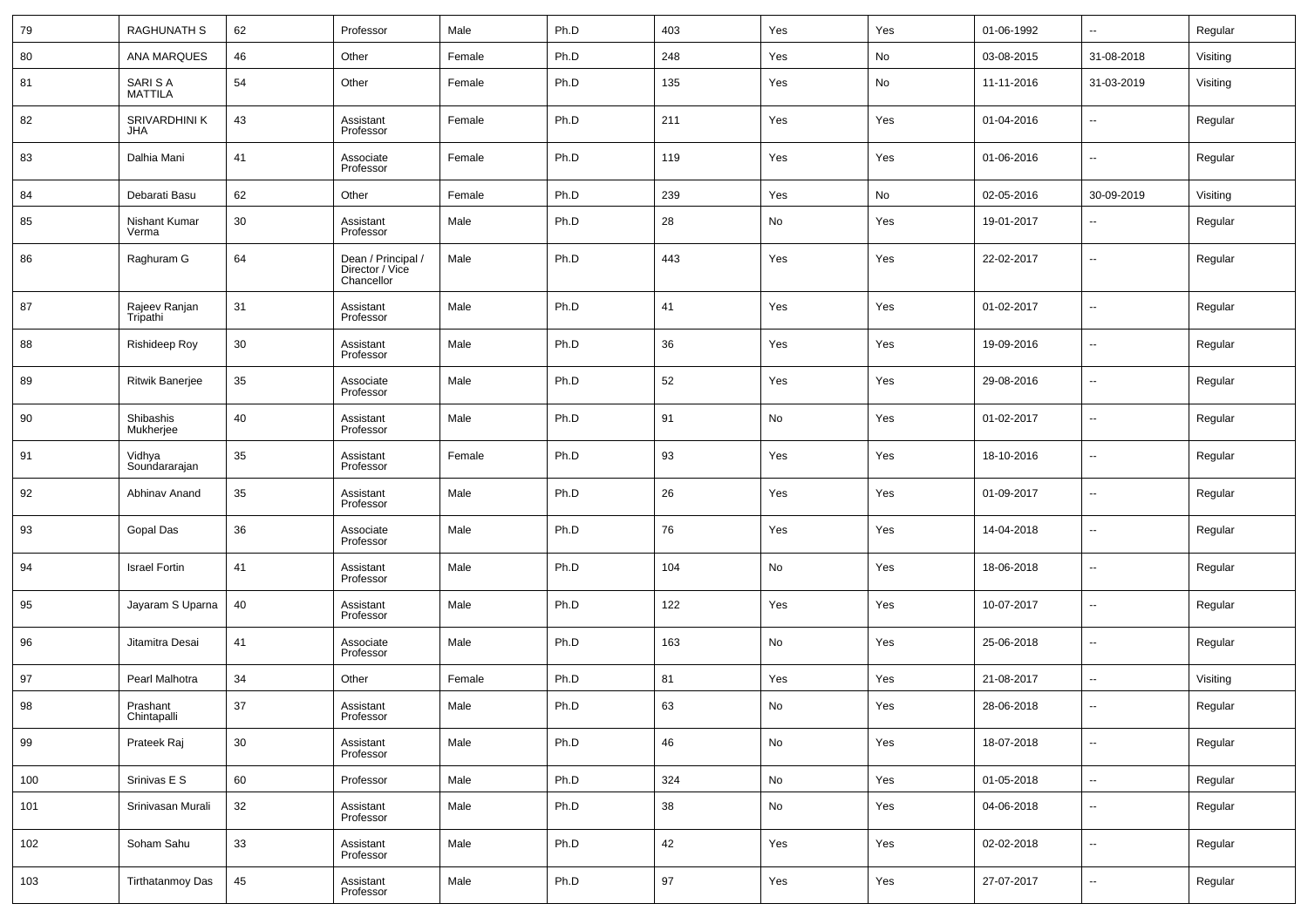| 79 | RAGHUNATH S | 62 | Professor | Male | Ph.D | 403 | Yes | Yes | 01-06-1992 | -- | Regular |
|---|---|---|---|---|---|---|---|---|---|---|---|
| 80 | ANA MARQUES | 46 | Other | Female | Ph.D | 248 | Yes | No | 03-08-2015 | 31-08-2018 | Visiting |
| 81 | SARI S A MATTILA | 54 | Other | Female | Ph.D | 135 | Yes | No | 11-11-2016 | 31-03-2019 | Visiting |
| 82 | SRIVARDHINI K JHA | 43 | Assistant Professor | Female | Ph.D | 211 | Yes | Yes | 01-04-2016 | -- | Regular |
| 83 | Dalhia Mani | 41 | Associate Professor | Female | Ph.D | 119 | Yes | Yes | 01-06-2016 | -- | Regular |
| 84 | Debarati Basu | 62 | Other | Female | Ph.D | 239 | Yes | No | 02-05-2016 | 30-09-2019 | Visiting |
| 85 | Nishant Kumar Verma | 30 | Assistant Professor | Male | Ph.D | 28 | No | Yes | 19-01-2017 | -- | Regular |
| 86 | Raghuram G | 64 | Dean / Principal / Director / Vice Chancellor | Male | Ph.D | 443 | Yes | Yes | 22-02-2017 | -- | Regular |
| 87 | Rajeev Ranjan Tripathi | 31 | Assistant Professor | Male | Ph.D | 41 | Yes | Yes | 01-02-2017 | -- | Regular |
| 88 | Rishideep Roy | 30 | Assistant Professor | Male | Ph.D | 36 | Yes | Yes | 19-09-2016 | -- | Regular |
| 89 | Ritwik Banerjee | 35 | Associate Professor | Male | Ph.D | 52 | Yes | Yes | 29-08-2016 | -- | Regular |
| 90 | Shibashis Mukherjee | 40 | Assistant Professor | Male | Ph.D | 91 | No | Yes | 01-02-2017 | -- | Regular |
| 91 | Vidhya Soundararajan | 35 | Assistant Professor | Female | Ph.D | 93 | Yes | Yes | 18-10-2016 | -- | Regular |
| 92 | Abhinav Anand | 35 | Assistant Professor | Male | Ph.D | 26 | Yes | Yes | 01-09-2017 | -- | Regular |
| 93 | Gopal Das | 36 | Associate Professor | Male | Ph.D | 76 | Yes | Yes | 14-04-2018 | -- | Regular |
| 94 | Israel Fortin | 41 | Assistant Professor | Male | Ph.D | 104 | No | Yes | 18-06-2018 | -- | Regular |
| 95 | Jayaram S Uparna | 40 | Assistant Professor | Male | Ph.D | 122 | Yes | Yes | 10-07-2017 | -- | Regular |
| 96 | Jitamitra Desai | 41 | Associate Professor | Male | Ph.D | 163 | No | Yes | 25-06-2018 | -- | Regular |
| 97 | Pearl Malhotra | 34 | Other | Female | Ph.D | 81 | Yes | Yes | 21-08-2017 | -- | Visiting |
| 98 | Prashant Chintapalli | 37 | Assistant Professor | Male | Ph.D | 63 | No | Yes | 28-06-2018 | -- | Regular |
| 99 | Prateek Raj | 30 | Assistant Professor | Male | Ph.D | 46 | No | Yes | 18-07-2018 | -- | Regular |
| 100 | Srinivas E S | 60 | Professor | Male | Ph.D | 324 | No | Yes | 01-05-2018 | -- | Regular |
| 101 | Srinivasan Murali | 32 | Assistant Professor | Male | Ph.D | 38 | No | Yes | 04-06-2018 | -- | Regular |
| 102 | Soham Sahu | 33 | Assistant Professor | Male | Ph.D | 42 | Yes | Yes | 02-02-2018 | -- | Regular |
| 103 | Tirthatanmoy Das | 45 | Assistant Professor | Male | Ph.D | 97 | Yes | Yes | 27-07-2017 | -- | Regular |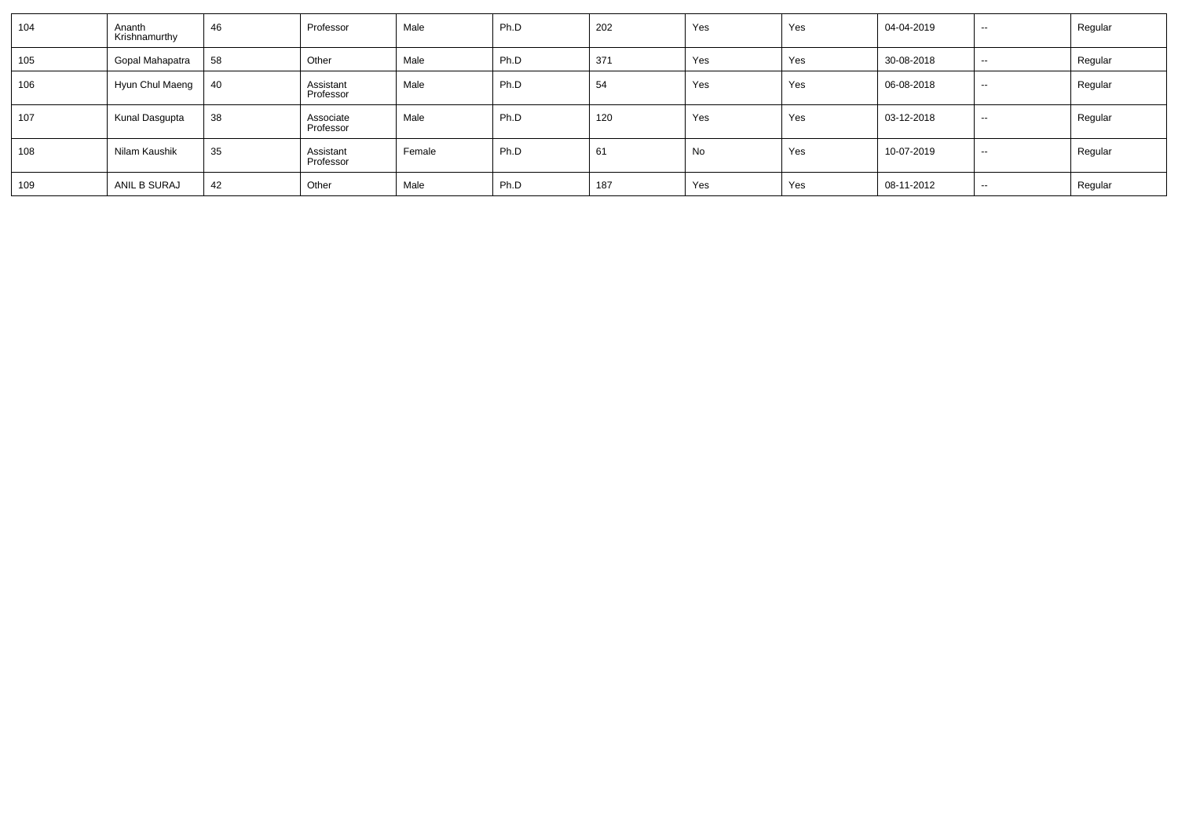| | | | | | | | | | | | |
|---|---|---|---|---|---|---|---|---|---|---|---|
| 104 | Ananth Krishnamurthy | 46 | Professor | Male | Ph.D | 202 | Yes | Yes | 04-04-2019 | -- | Regular |
| 105 | Gopal Mahapatra | 58 | Other | Male | Ph.D | 371 | Yes | Yes | 30-08-2018 | -- | Regular |
| 106 | Hyun Chul Maeng | 40 | Assistant Professor | Male | Ph.D | 54 | Yes | Yes | 06-08-2018 | -- | Regular |
| 107 | Kunal Dasgupta | 38 | Associate Professor | Male | Ph.D | 120 | Yes | Yes | 03-12-2018 | -- | Regular |
| 108 | Nilam Kaushik | 35 | Assistant Professor | Female | Ph.D | 61 | No | Yes | 10-07-2019 | -- | Regular |
| 109 | ANIL B SURAJ | 42 | Other | Male | Ph.D | 187 | Yes | Yes | 08-11-2012 | -- | Regular |